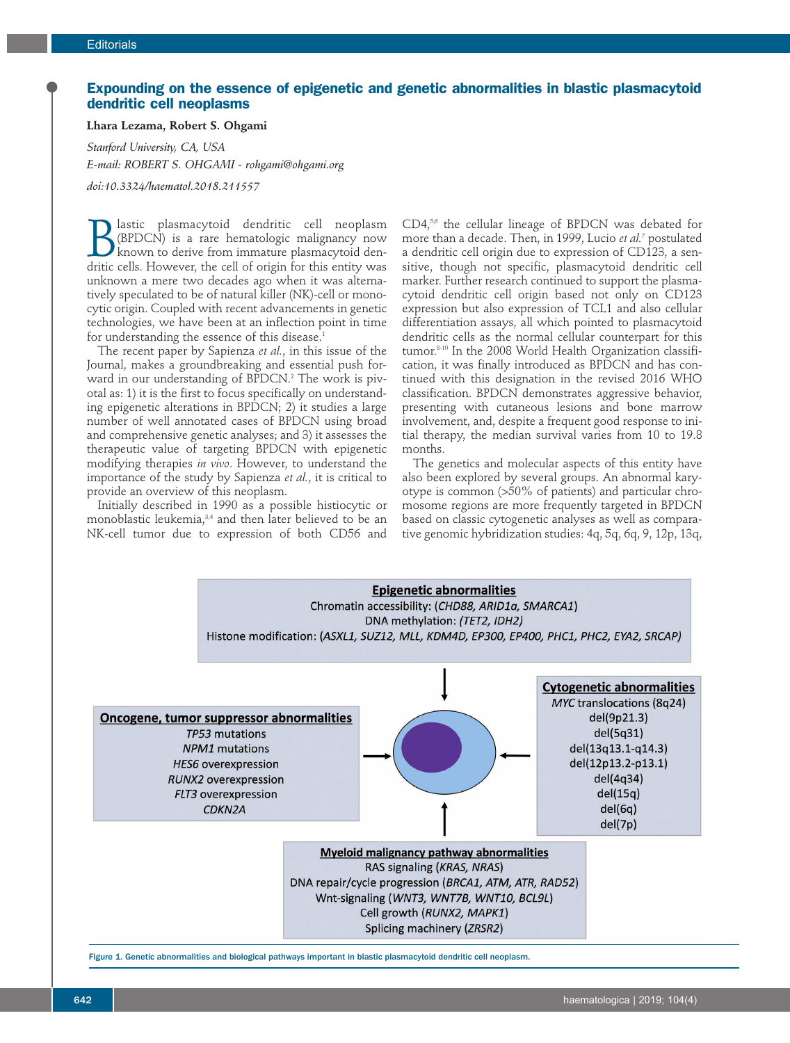# Expounding on the essence of epigenetic and genetic abnormalities in blastic plasmacytoid dendritic cell neoplasms

**Lhara Lezama, Robert S. Ohgami**

*Stanford University, CA, USA*

*E-mail: ROBERT S. OHGAMI - rohgami@ohgami.org*

*doi:10.3324/haematol.2018.211557*

Blastic plasmacytoid dendritic cell neoplasm (BPDCN) is a rare hematologic malignancy now known to derive from immature plasmacytoid dendritic cells. However, the cell of origin for this entity was unknown a mere two decades ago when it was alternatively speculated to be of natural killer (NK)-cell or monocytic origin. Coupled with recent advancements in genetic technologies, we have been at an inflection point in time for understanding the essence of this disease.[1]

The recent paper by Sapienza *et al.*, in this issue of the Journal, makes a groundbreaking and essential push forward in our understanding of BPDCN.[2] The work is pivotal as: 1) it is the first to focus specifically on understanding epigenetic alterations in BPDCN; 2) it studies a large number of well annotated cases of BPDCN using broad and comprehensive genetic analyses; and 3) it assesses the therapeutic value of targeting BPDCN with epigenetic modifying therapies *in vivo*. However, to understand the importance of the study by Sapienza *et al.*, it is critical to provide an overview of this neoplasm.

Initially described in 1990 as a possible histiocytic or monoblastic leukemia,[3,4] and then later believed to be an NK-cell tumor due to expression of both CD56 and CD4,[5,6] the cellular lineage of BPDCN was debated for more than a decade. Then, in 1999, Lucio *et al.*[7] postulated a dendritic cell origin due to expression of CD123, a sensitive, though not specific, plasmacytoid dendritic cell marker. Further research continued to support the plasmacytoid dendritic cell origin based not only on CD123 expression but also expression of TCL1 and also cellular differentiation assays, all which pointed to plasmacytoid dendritic cells as the normal cellular counterpart for this tumor.[8-10] In the 2008 World Health Organization classification, it was finally introduced as BPDCN and has continued with this designation in the revised 2016 WHO classification. BPDCN demonstrates aggressive behavior, presenting with cutaneous lesions and bone marrow involvement, and, despite a frequent good response to initial therapy, the median survival varies from 10 to 19.8 months.

The genetics and molecular aspects of this entity have also been explored by several groups. An abnormal karyotype is common (>50% of patients) and particular chromosome regions are more frequently targeted in BPDCN based on classic cytogenetic analyses as well as comparative genomic hybridization studies: 4q, 5q, 6q, 9, 12p, 13q,

**Epigenetic abnormalities**
Chromatin accessibility: (*CHD88, ARID1a, SMARCA1*)
DNA methylation: (*TET2, IDH2*)
Histone modification: (*ASXL1, SUZ12, MLL, KDM4D, EP300, EP400, PHC1, PHC2, EYA2, SRCAP*)

**Oncogene, tumor suppressor abnormalities**
*TP53* mutations
*NPM1* mutations
*HES6* overexpression
*RUNX2* overexpression
*FLT3* overexpression
*CDKN2A*

**Cytogenetic abnormalities**
*MYC* translocations (8q24)
del(9p21.3)
del(5q31)
del(13q13.1-q14.3)
del(12p13.2-p13.1)
del(4q34)
del(15q)
del(6q)
del(7p)

**Myeloid malignancy pathway abnormalities**
RAS signaling (*KRAS, NRAS*)
DNA repair/cycle progression (*BRCA1, ATM, ATR, RAD52*)
Wnt-signaling (*WNT3, WNT7B, WNT10, BCL9L*)
Cell growth (*RUNX2, MAPK1*)
Splicing machinery (*ZRSR2*)

Figure 1. Genetic abnormalities and biological pathways important in blastic plasmacytoid dendritic cell neoplasm.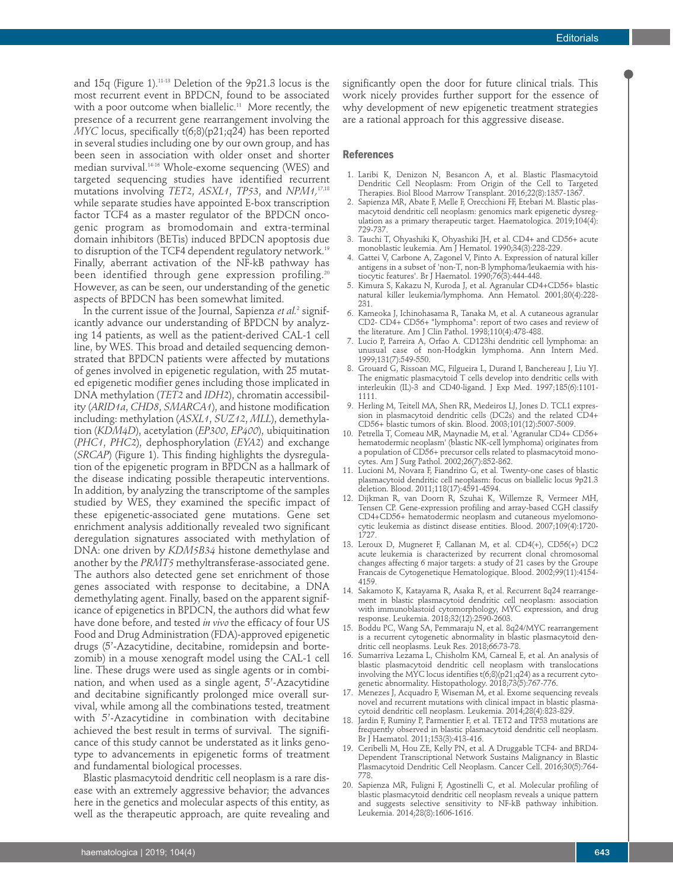and 15q (Figure 1).[11-13] Deletion of the 9p21.3 locus is the most recurrent event in BPDCN, found to be associated with a poor outcome when biallelic.[11] More recently, the presence of a recurrent gene rearrangement involving the *MYC* locus, specifically t(6;8)(p21;q24) has been reported in several studies including one by our own group, and has been seen in association with older onset and shorter median survival.[14-16] Whole-exome sequencing (WES) and targeted sequencing studies have identified recurrent mutations involving *TET2*, *ASXL1*, *TP53*, and *NPM1*,[17,18] while separate studies have appointed E-box transcription factor TCF4 as a master regulator of the BPDCN oncogenic program as bromodomain and extra-terminal domain inhibitors (BETis) induced BPDCN apoptosis due to disruption of the TCF4 dependent regulatory network.[19] Finally, aberrant activation of the NF-kB pathway has been identified through gene expression profiling.[20] However, as can be seen, our understanding of the genetic aspects of BPDCN has been somewhat limited.

In the current issue of the Journal, Sapienza *et al.*[2] significantly advance our understanding of BPDCN by analyzing 14 patients, as well as the patient-derived CAL-1 cell line, by WES. This broad and detailed sequencing demonstrated that BPDCN patients were affected by mutations of genes involved in epigenetic regulation, with 25 mutated epigenetic modifier genes including those implicated in DNA methylation (*TET2* and *IDH2*), chromatin accessibility (*ARID1a*, *CHD8*, *SMARCA1*), and histone modification including: methylation (*ASXL1*, *SUZ12*, *MLL*), demethylation (*KDM4D*), acetylation (*EP300*, *EP400*), ubiquitination (*PHC1*, *PHC2*), dephosphorylation (*EYA2*) and exchange (*SRCAP*) (Figure 1). This finding highlights the dysregulation of the epigenetic program in BPDCN as a hallmark of the disease indicating possible therapeutic interventions. In addition, by analyzing the transcriptome of the samples studied by WES, they examined the specific impact of these epigenetic-associated gene mutations. Gene set enrichment analysis additionally revealed two significant deregulation signatures associated with methylation of DNA: one driven by *KDM5B34* histone demethylase and another by the *PRMT5* methyltransferase-associated gene. The authors also detected gene set enrichment of those genes associated with response to decitabine, a DNA demethylating agent. Finally, based on the apparent significance of epigenetics in BPDCN, the authors did what few have done before, and tested *in vivo* the efficacy of four US Food and Drug Administration (FDA)-approved epigenetic drugs (5'-Azacytidine, decitabine, romidepsin and bortezomib) in a mouse xenograft model using the CAL-1 cell line. These drugs were used as single agents or in combination, and when used as a single agent, 5'-Azacytidine and decitabine significantly prolonged mice overall survival, while among all the combinations tested, treatment with 5'-Azacytidine in combination with decitabine achieved the best result in terms of survival. The significance of this study cannot be understated as it links genotype to advancements in epigenetic forms of treatment and fundamental biological processes.

Blastic plasmacytoid dendritic cell neoplasm is a rare disease with an extremely aggressive behavior; the advances here in the genetics and molecular aspects of this entity, as well as the therapeutic approach, are quite revealing and significantly open the door for future clinical trials. This work nicely provides further support for the essence of why development of new epigenetic treatment strategies are a rational approach for this aggressive disease.

## References

1. Laribi K, Denizon N, Besancon A, et al. Blastic Plasmacytoid Dendritic Cell Neoplasm: From Origin of the Cell to Targeted Therapies. Biol Blood Marrow Transplant. 2016;22(8):1357-1367.
2. Sapienza MR, Abate F, Melle F, Orecchioni FF, Etebari M. Blastic plasmacytoid dendritic cell neoplasm: genomics mark epigenetic dysregulation as a primary therapeutic target. Haematologica. 2019;104(4):729-737.
3. Tauchi T, Ohyashiki K, Ohyashiki JH, et al. CD4+ and CD56+ acute monoblastic leukemia. Am J Hematol. 1990;34(3):228-229.
4. Gattei V, Carbone A, Zagonel V, Pinto A. Expression of natural killer antigens in a subset of 'non-T, non-B lymphoma/leukaemia with histiocytic features'. Br J Haematol. 1990;76(3):444-448.
5. Kimura S, Kakazu N, Kuroda J, et al. Agranular CD4+CD56+ blastic natural killer leukemia/lymphoma. Ann Hematol. 2001;80(4):228-231.
6. Kameoka J, Ichinohasama R, Tanaka M, et al. A cutaneous agranular CD2- CD4+ CD56+ "lymphoma": report of two cases and review of the literature. Am J Clin Pathol. 1998;110(4):478-488.
7. Lucio P, Parreira A, Orfao A. CD123hi dendritic cell lymphoma: an unusual case of non-Hodgkin lymphoma. Ann Intern Med. 1999;131(7):549-550.
8. Grouard G, Rissoan MC, Filgueira L, Durand I, Banchereau J, Liu YJ. The enigmatic plasmacytoid T cells develop into dendritic cells with interleukin (IL)-3 and CD40-ligand. J Exp Med. 1997;185(6):1101-1111.
9. Herling M, Teitell MA, Shen RR, Medeiros LJ, Jones D. TCL1 expression in plasmacytoid dendritic cells (DC2s) and the related CD4+ CD56+ blastic tumors of skin. Blood. 2003;101(12):5007-5009.
10. Petrella T, Comeau MR, Maynadie M, et al. 'Agranular CD4+ CD56+ hematodermic neoplasm' (blastic NK-cell lymphoma) originates from a population of CD56+ precursor cells related to plasmacytoid monocytes. Am J Surg Pathol. 2002;26(7):852-862.
11. Lucioni M, Novara F, Fiandrino G, et al. Twenty-one cases of blastic plasmacytoid dendritic cell neoplasm: focus on biallelic locus 9p21.3 deletion. Blood. 2011;118(17):4591-4594.
12. Dijkman R, van Doorn R, Szuhai K, Willemze R, Vermeer MH, Tensen CP. Gene-expression profiling and array-based CGH classify CD4+CD56+ hematodermic neoplasm and cutaneous myelomonocytic leukemia as distinct disease entities. Blood. 2007;109(4):1720-1727.
13. Leroux D, Mugneret F, Callanan M, et al. CD4(+), CD56(+) DC2 acute leukemia is characterized by recurrent clonal chromosomal changes affecting 6 major targets: a study of 21 cases by the Groupe Francais de Cytogenetique Hematologique. Blood. 2002;99(11):4154-4159.
14. Sakamoto K, Katayama R, Asaka R, et al. Recurrent 8q24 rearrangement in blastic plasmacytoid dendritic cell neoplasm: association with immunoblastoid cytomorphology, MYC expression, and drug response. Leukemia. 2018;32(12):2590-2603.
15. Boddu PC, Wang SA, Pemmaraju N, et al. 8q24/MYC rearrangement is a recurrent cytogenetic abnormality in blastic plasmacytoid dendritic cell neoplasms. Leuk Res. 2018;66:73-78.
16. Sumarriva Lezama L, Chisholm KM, Carneal E, et al. An analysis of blastic plasmacytoid dendritic cell neoplasm with translocations involving the MYC locus identifies t(6;8)(p21;q24) as a recurrent cytogenetic abnormality. Histopathology. 2018;73(5):767-776.
17. Menezes J, Acquadro F, Wiseman M, et al. Exome sequencing reveals novel and recurrent mutations with clinical impact in blastic plasmacytoid dendritic cell neoplasm. Leukemia. 2014;28(4):823-829.
18. Jardin F, Ruminy P, Parmentier F, et al. TET2 and TP53 mutations are frequently observed in blastic plasmacytoid dendritic cell neoplasm. Br J Haematol. 2011;153(3):413-416.
19. Ceribelli M, Hou ZE, Kelly PN, et al. A Druggable TCF4- and BRD4-Dependent Transcriptional Network Sustains Malignancy in Blastic Plasmacytoid Dendritic Cell Neoplasm. Cancer Cell. 2016;30(5):764-778.
20. Sapienza MR, Fuligni F, Agostinelli C, et al. Molecular profiling of blastic plasmacytoid dendritic cell neoplasm reveals a unique pattern and suggests selective sensitivity to NF-kB pathway inhibition. Leukemia. 2014;28(8):1606-1616.